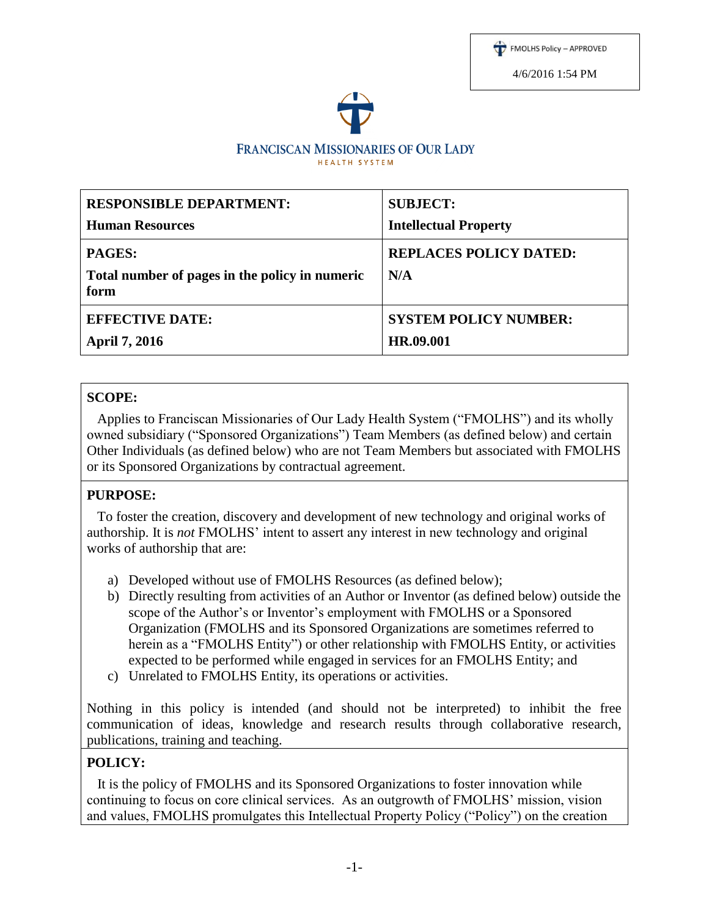FMOLHS Policy – APPROVED

4/6/2016 1:54 PM

FRANCISCAN MISSIONARIES OF OUR LADY
HEALTH SYSTEM

| **RESPONSIBLE DEPARTMENT:** **Human Resources** | **SUBJECT:** **Intellectual Property** |
|---|---|
| **PAGES:** **Total number of pages in the policy in numeric form** | **REPLACES POLICY DATED:** **N/A** |
| **EFFECTIVE DATE:** **April 7, 2016** | **SYSTEM POLICY NUMBER:** **HR.09.001** |

## SCOPE:

Applies to Franciscan Missionaries of Our Lady Health System ("FMOLHS") and its wholly owned subsidiary ("Sponsored Organizations") Team Members (as defined below) and certain Other Individuals (as defined below) who are not Team Members but associated with FMOLHS or its Sponsored Organizations by contractual agreement.

## PURPOSE:

To foster the creation, discovery and development of new technology and original works of authorship. It is *not* FMOLHS' intent to assert any interest in new technology and original works of authorship that are:

a) Developed without use of FMOLHS Resources (as defined below);
b) Directly resulting from activities of an Author or Inventor (as defined below) outside the scope of the Author's or Inventor's employment with FMOLHS or a Sponsored Organization (FMOLHS and its Sponsored Organizations are sometimes referred to herein as a "FMOLHS Entity") or other relationship with FMOLHS Entity, or activities expected to be performed while engaged in services for an FMOLHS Entity; and
c) Unrelated to FMOLHS Entity, its operations or activities.

Nothing in this policy is intended (and should not be interpreted) to inhibit the free communication of ideas, knowledge and research results through collaborative research, publications, training and teaching.

## POLICY:

It is the policy of FMOLHS and its Sponsored Organizations to foster innovation while continuing to focus on core clinical services. As an outgrowth of FMOLHS' mission, vision and values, FMOLHS promulgates this Intellectual Property Policy ("Policy") on the creation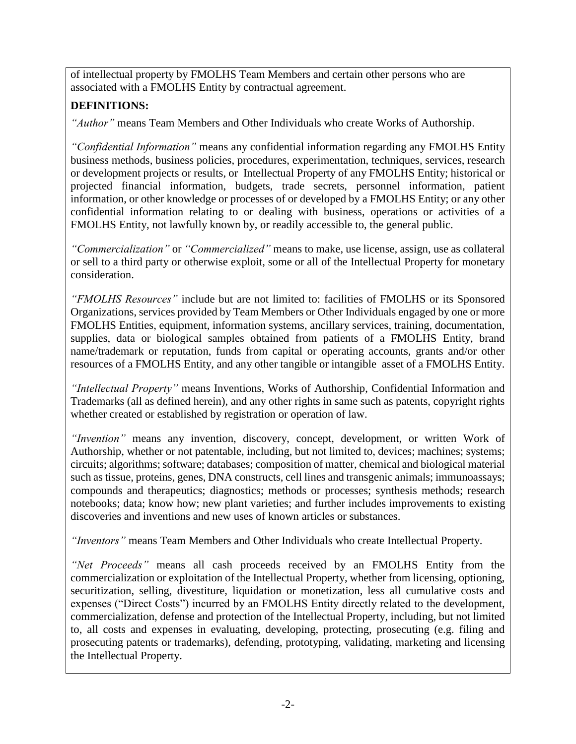of intellectual property by FMOLHS Team Members and certain other persons who are associated with a FMOLHS Entity by contractual agreement.

**DEFINITIONS:**

*"Author"* means Team Members and Other Individuals who create Works of Authorship.

*"Confidential Information"* means any confidential information regarding any FMOLHS Entity business methods, business policies, procedures, experimentation, techniques, services, research or development projects or results, or Intellectual Property of any FMOLHS Entity; historical or projected financial information, budgets, trade secrets, personnel information, patient information, or other knowledge or processes of or developed by a FMOLHS Entity; or any other confidential information relating to or dealing with business, operations or activities of a FMOLHS Entity, not lawfully known by, or readily accessible to, the general public.

*"Commercialization"* or *"Commercialized"* means to make, use license, assign, use as collateral or sell to a third party or otherwise exploit, some or all of the Intellectual Property for monetary consideration.

*"FMOLHS Resources"* include but are not limited to: facilities of FMOLHS or its Sponsored Organizations, services provided by Team Members or Other Individuals engaged by one or more FMOLHS Entities, equipment, information systems, ancillary services, training, documentation, supplies, data or biological samples obtained from patients of a FMOLHS Entity, brand name/trademark or reputation, funds from capital or operating accounts, grants and/or other resources of a FMOLHS Entity, and any other tangible or intangible asset of a FMOLHS Entity.

*"Intellectual Property"* means Inventions, Works of Authorship, Confidential Information and Trademarks (all as defined herein), and any other rights in same such as patents, copyright rights whether created or established by registration or operation of law.

*"Invention"* means any invention, discovery, concept, development, or written Work of Authorship, whether or not patentable, including, but not limited to, devices; machines; systems; circuits; algorithms; software; databases; composition of matter, chemical and biological material such as tissue, proteins, genes, DNA constructs, cell lines and transgenic animals; immunoassays; compounds and therapeutics; diagnostics; methods or processes; synthesis methods; research notebooks; data; know how; new plant varieties; and further includes improvements to existing discoveries and inventions and new uses of known articles or substances.

*"Inventors"* means Team Members and Other Individuals who create Intellectual Property.

*"Net Proceeds"* means all cash proceeds received by an FMOLHS Entity from the commercialization or exploitation of the Intellectual Property, whether from licensing, optioning, securitization, selling, divestiture, liquidation or monetization, less all cumulative costs and expenses ("Direct Costs") incurred by an FMOLHS Entity directly related to the development, commercialization, defense and protection of the Intellectual Property, including, but not limited to, all costs and expenses in evaluating, developing, protecting, prosecuting (e.g. filing and prosecuting patents or trademarks), defending, prototyping, validating, marketing and licensing the Intellectual Property.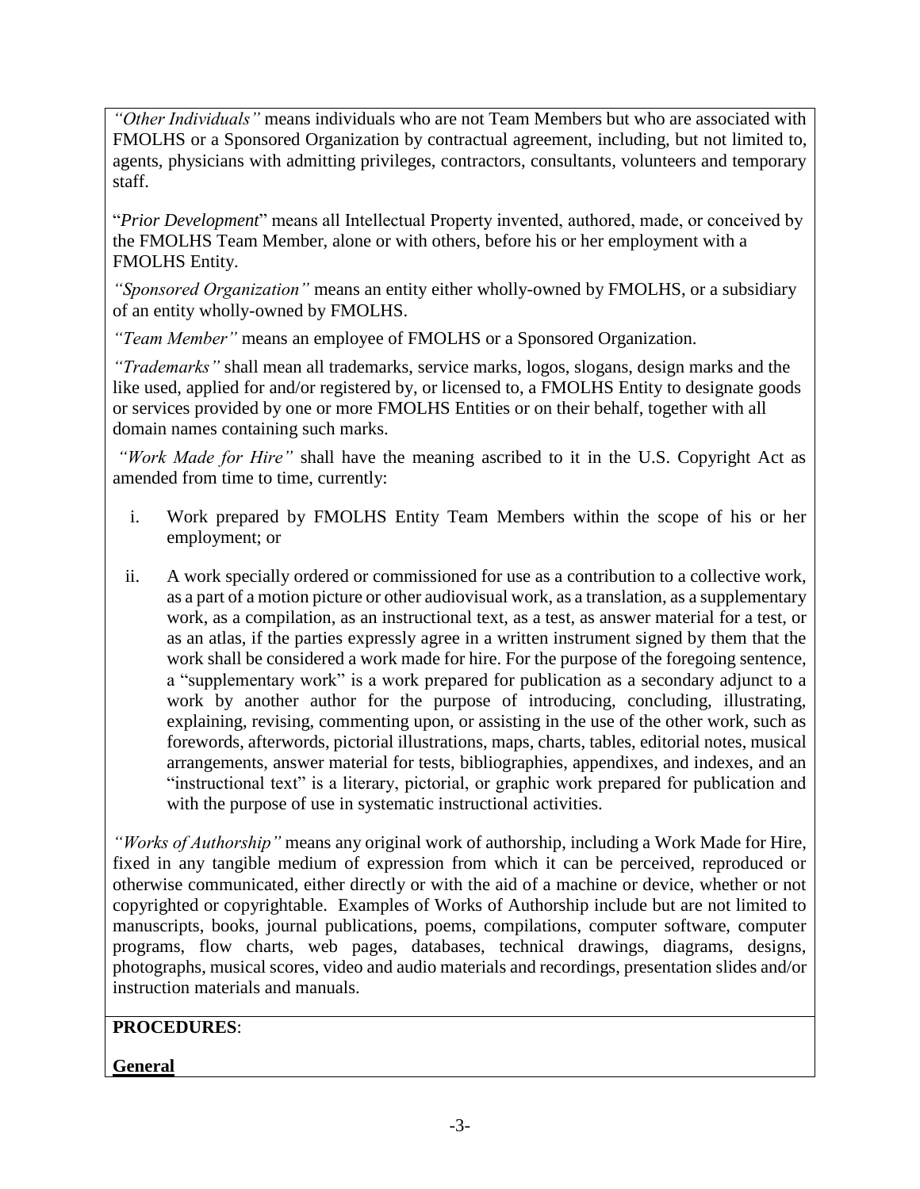*"Other Individuals"* means individuals who are not Team Members but who are associated with FMOLHS or a Sponsored Organization by contractual agreement, including, but not limited to, agents, physicians with admitting privileges, contractors, consultants, volunteers and temporary staff.

"*Prior Development*" means all Intellectual Property invented, authored, made, or conceived by the FMOLHS Team Member, alone or with others, before his or her employment with a FMOLHS Entity.

*"Sponsored Organization"* means an entity either wholly-owned by FMOLHS, or a subsidiary of an entity wholly-owned by FMOLHS.

*"Team Member"* means an employee of FMOLHS or a Sponsored Organization.

*"Trademarks"* shall mean all trademarks, service marks, logos, slogans, design marks and the like used, applied for and/or registered by, or licensed to, a FMOLHS Entity to designate goods or services provided by one or more FMOLHS Entities or on their behalf, together with all domain names containing such marks.

*"Work Made for Hire"* shall have the meaning ascribed to it in the U.S. Copyright Act as amended from time to time, currently:

i. Work prepared by FMOLHS Entity Team Members within the scope of his or her employment; or

ii. A work specially ordered or commissioned for use as a contribution to a collective work, as a part of a motion picture or other audiovisual work, as a translation, as a supplementary work, as a compilation, as an instructional text, as a test, as answer material for a test, or as an atlas, if the parties expressly agree in a written instrument signed by them that the work shall be considered a work made for hire. For the purpose of the foregoing sentence, a "supplementary work" is a work prepared for publication as a secondary adjunct to a work by another author for the purpose of introducing, concluding, illustrating, explaining, revising, commenting upon, or assisting in the use of the other work, such as forewords, afterwords, pictorial illustrations, maps, charts, tables, editorial notes, musical arrangements, answer material for tests, bibliographies, appendixes, and indexes, and an "instructional text" is a literary, pictorial, or graphic work prepared for publication and with the purpose of use in systematic instructional activities.

*"Works of Authorship"* means any original work of authorship, including a Work Made for Hire, fixed in any tangible medium of expression from which it can be perceived, reproduced or otherwise communicated, either directly or with the aid of a machine or device, whether or not copyrighted or copyrightable. Examples of Works of Authorship include but are not limited to manuscripts, books, journal publications, poems, compilations, computer software, computer programs, flow charts, web pages, databases, technical drawings, diagrams, designs, photographs, musical scores, video and audio materials and recordings, presentation slides and/or instruction materials and manuals.

**PROCEDURES**:

**General**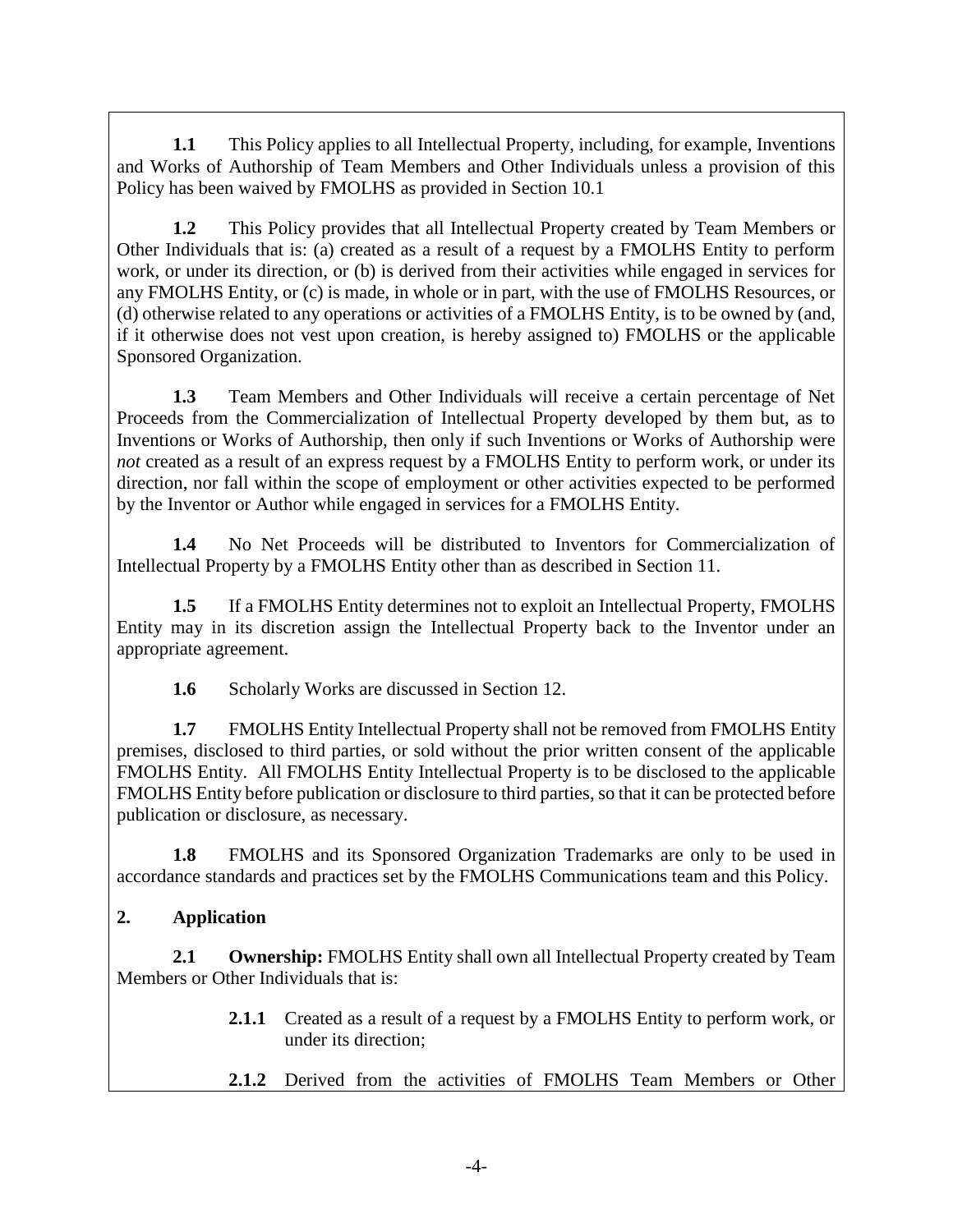**1.1** This Policy applies to all Intellectual Property, including, for example, Inventions and Works of Authorship of Team Members and Other Individuals unless a provision of this Policy has been waived by FMOLHS as provided in Section 10.1

**1.2** This Policy provides that all Intellectual Property created by Team Members or Other Individuals that is: (a) created as a result of a request by a FMOLHS Entity to perform work, or under its direction, or (b) is derived from their activities while engaged in services for any FMOLHS Entity, or (c) is made, in whole or in part, with the use of FMOLHS Resources, or (d) otherwise related to any operations or activities of a FMOLHS Entity, is to be owned by (and, if it otherwise does not vest upon creation, is hereby assigned to) FMOLHS or the applicable Sponsored Organization.

**1.3** Team Members and Other Individuals will receive a certain percentage of Net Proceeds from the Commercialization of Intellectual Property developed by them but, as to Inventions or Works of Authorship, then only if such Inventions or Works of Authorship were *not* created as a result of an express request by a FMOLHS Entity to perform work, or under its direction, nor fall within the scope of employment or other activities expected to be performed by the Inventor or Author while engaged in services for a FMOLHS Entity.

**1.4** No Net Proceeds will be distributed to Inventors for Commercialization of Intellectual Property by a FMOLHS Entity other than as described in Section 11.

**1.5** If a FMOLHS Entity determines not to exploit an Intellectual Property, FMOLHS Entity may in its discretion assign the Intellectual Property back to the Inventor under an appropriate agreement.

**1.6** Scholarly Works are discussed in Section 12.

**1.7** FMOLHS Entity Intellectual Property shall not be removed from FMOLHS Entity premises, disclosed to third parties, or sold without the prior written consent of the applicable FMOLHS Entity. All FMOLHS Entity Intellectual Property is to be disclosed to the applicable FMOLHS Entity before publication or disclosure to third parties, so that it can be protected before publication or disclosure, as necessary.

**1.8** FMOLHS and its Sponsored Organization Trademarks are only to be used in accordance standards and practices set by the FMOLHS Communications team and this Policy.

## 2. Application

**2.1** **Ownership:** FMOLHS Entity shall own all Intellectual Property created by Team Members or Other Individuals that is:

> **2.1.1** Created as a result of a request by a FMOLHS Entity to perform work, or under its direction;
>
> **2.1.2** Derived from the activities of FMOLHS Team Members or Other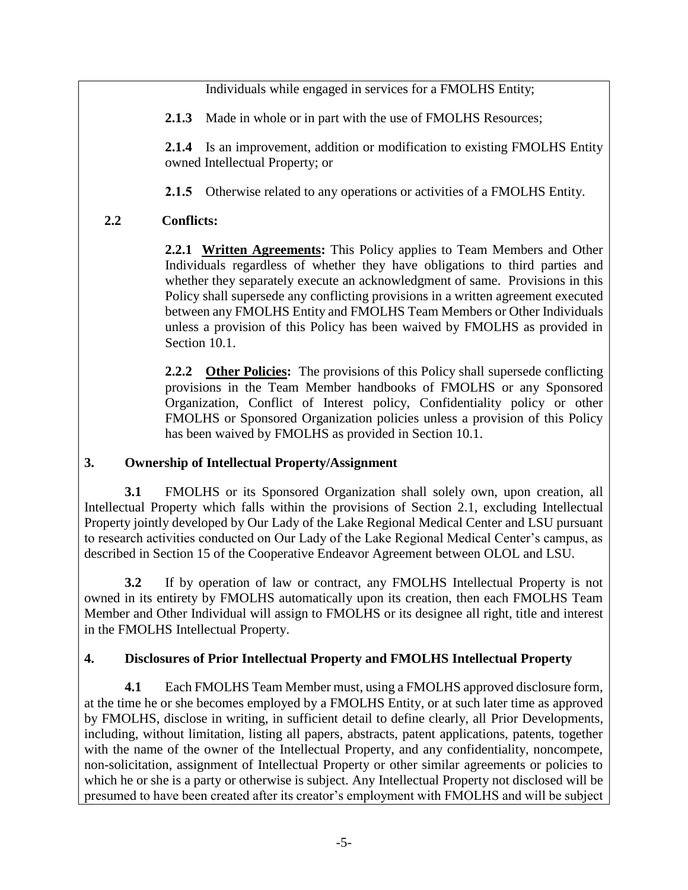Individuals while engaged in services for a FMOLHS Entity;

**2.1.3** Made in whole or in part with the use of FMOLHS Resources;

**2.1.4** Is an improvement, addition or modification to existing FMOLHS Entity owned Intellectual Property; or

**2.1.5** Otherwise related to any operations or activities of a FMOLHS Entity.

**2.2 Conflicts:**

**2.2.1 <u>Written Agreements</u>:** This Policy applies to Team Members and Other Individuals regardless of whether they have obligations to third parties and whether they separately execute an acknowledgment of same. Provisions in this Policy shall supersede any conflicting provisions in a written agreement executed between any FMOLHS Entity and FMOLHS Team Members or Other Individuals unless a provision of this Policy has been waived by FMOLHS as provided in Section 10.1.

**2.2.2 <u>Other Policies</u>:** The provisions of this Policy shall supersede conflicting provisions in the Team Member handbooks of FMOLHS or any Sponsored Organization, Conflict of Interest policy, Confidentiality policy or other FMOLHS or Sponsored Organization policies unless a provision of this Policy has been waived by FMOLHS as provided in Section 10.1.

## 3. Ownership of Intellectual Property/Assignment

**3.1** FMOLHS or its Sponsored Organization shall solely own, upon creation, all Intellectual Property which falls within the provisions of Section 2.1, excluding Intellectual Property jointly developed by Our Lady of the Lake Regional Medical Center and LSU pursuant to research activities conducted on Our Lady of the Lake Regional Medical Center's campus, as described in Section 15 of the Cooperative Endeavor Agreement between OLOL and LSU.

**3.2** If by operation of law or contract, any FMOLHS Intellectual Property is not owned in its entirety by FMOLHS automatically upon its creation, then each FMOLHS Team Member and Other Individual will assign to FMOLHS or its designee all right, title and interest in the FMOLHS Intellectual Property.

## 4. Disclosures of Prior Intellectual Property and FMOLHS Intellectual Property

**4.1** Each FMOLHS Team Member must, using a FMOLHS approved disclosure form, at the time he or she becomes employed by a FMOLHS Entity, or at such later time as approved by FMOLHS, disclose in writing, in sufficient detail to define clearly, all Prior Developments, including, without limitation, listing all papers, abstracts, patent applications, patents, together with the name of the owner of the Intellectual Property, and any confidentiality, noncompete, non-solicitation, assignment of Intellectual Property or other similar agreements or policies to which he or she is a party or otherwise is subject. Any Intellectual Property not disclosed will be presumed to have been created after its creator's employment with FMOLHS and will be subject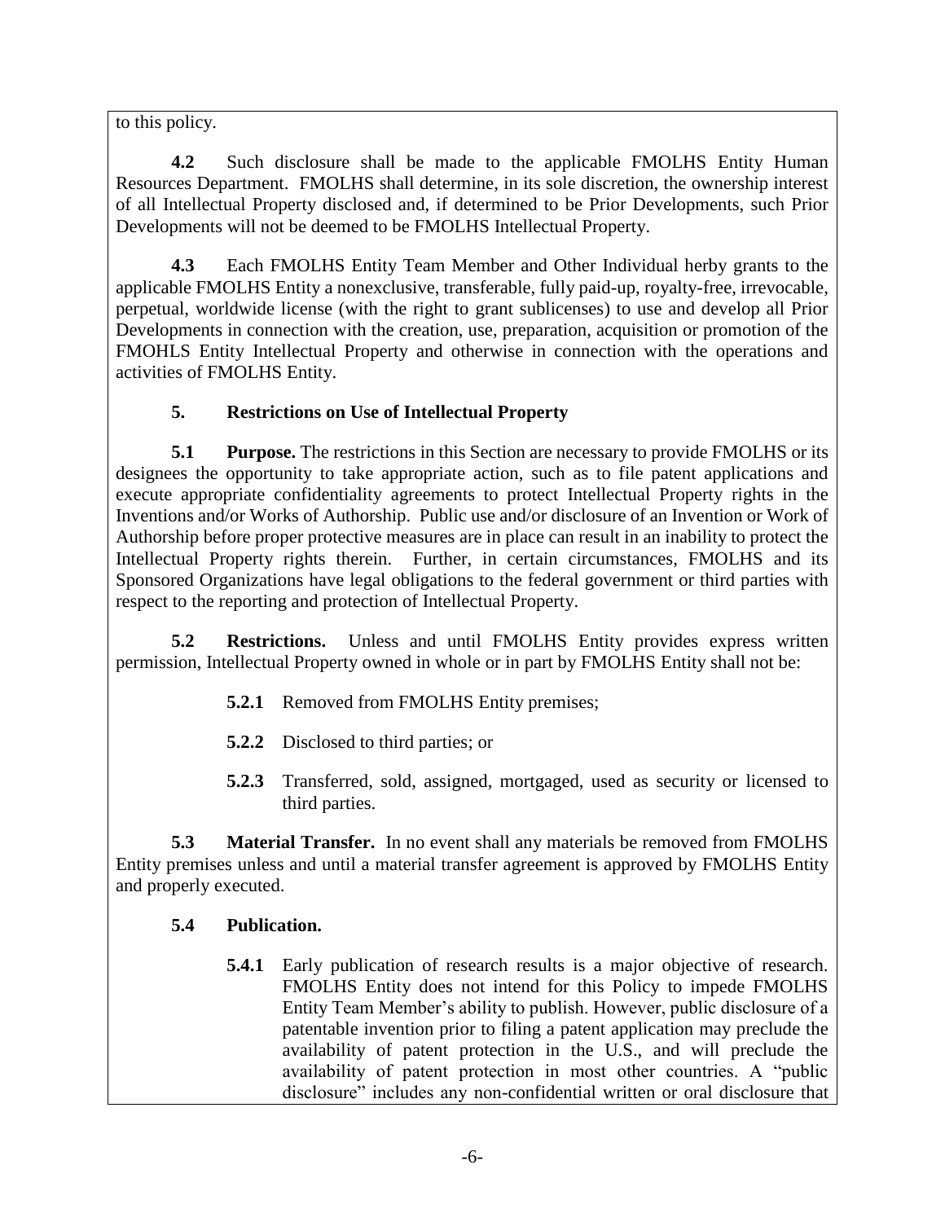to this policy.

**4.2** Such disclosure shall be made to the applicable FMOLHS Entity Human Resources Department. FMOLHS shall determine, in its sole discretion, the ownership interest of all Intellectual Property disclosed and, if determined to be Prior Developments, such Prior Developments will not be deemed to be FMOLHS Intellectual Property.

**4.3** Each FMOLHS Entity Team Member and Other Individual herby grants to the applicable FMOLHS Entity a nonexclusive, transferable, fully paid-up, royalty-free, irrevocable, perpetual, worldwide license (with the right to grant sublicenses) to use and develop all Prior Developments in connection with the creation, use, preparation, acquisition or promotion of the FMOHLS Entity Intellectual Property and otherwise in connection with the operations and activities of FMOLHS Entity.

## 5. Restrictions on Use of Intellectual Property

**5.1 Purpose.** The restrictions in this Section are necessary to provide FMOLHS or its designees the opportunity to take appropriate action, such as to file patent applications and execute appropriate confidentiality agreements to protect Intellectual Property rights in the Inventions and/or Works of Authorship. Public use and/or disclosure of an Invention or Work of Authorship before proper protective measures are in place can result in an inability to protect the Intellectual Property rights therein. Further, in certain circumstances, FMOLHS and its Sponsored Organizations have legal obligations to the federal government or third parties with respect to the reporting and protection of Intellectual Property.

**5.2 Restrictions.** Unless and until FMOLHS Entity provides express written permission, Intellectual Property owned in whole or in part by FMOLHS Entity shall not be:

**5.2.1** Removed from FMOLHS Entity premises;

**5.2.2** Disclosed to third parties; or

**5.2.3** Transferred, sold, assigned, mortgaged, used as security or licensed to third parties.

**5.3 Material Transfer.** In no event shall any materials be removed from FMOLHS Entity premises unless and until a material transfer agreement is approved by FMOLHS Entity and properly executed.

**5.4 Publication.**

**5.4.1** Early publication of research results is a major objective of research. FMOLHS Entity does not intend for this Policy to impede FMOLHS Entity Team Member's ability to publish. However, public disclosure of a patentable invention prior to filing a patent application may preclude the availability of patent protection in the U.S., and will preclude the availability of patent protection in most other countries. A "public disclosure" includes any non-confidential written or oral disclosure that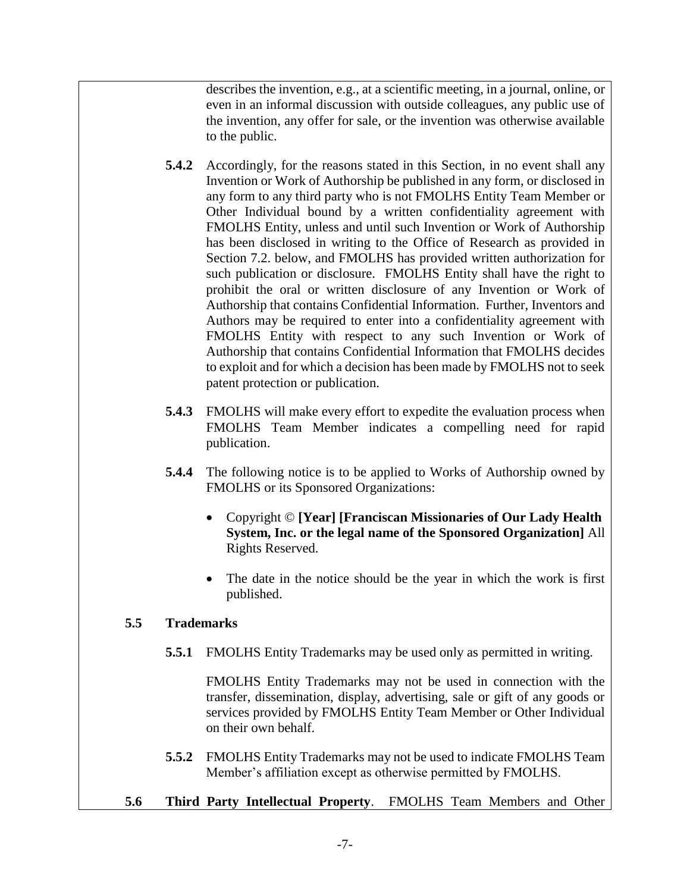describes the invention, e.g., at a scientific meeting, in a journal, online, or even in an informal discussion with outside colleagues, any public use of the invention, any offer for sale, or the invention was otherwise available to the public.

**5.4.2** Accordingly, for the reasons stated in this Section, in no event shall any Invention or Work of Authorship be published in any form, or disclosed in any form to any third party who is not FMOLHS Entity Team Member or Other Individual bound by a written confidentiality agreement with FMOLHS Entity, unless and until such Invention or Work of Authorship has been disclosed in writing to the Office of Research as provided in Section 7.2. below, and FMOLHS has provided written authorization for such publication or disclosure. FMOLHS Entity shall have the right to prohibit the oral or written disclosure of any Invention or Work of Authorship that contains Confidential Information. Further, Inventors and Authors may be required to enter into a confidentiality agreement with FMOLHS Entity with respect to any such Invention or Work of Authorship that contains Confidential Information that FMOLHS decides to exploit and for which a decision has been made by FMOLHS not to seek patent protection or publication.

**5.4.3** FMOLHS will make every effort to expedite the evaluation process when FMOLHS Team Member indicates a compelling need for rapid publication.

**5.4.4** The following notice is to be applied to Works of Authorship owned by FMOLHS or its Sponsored Organizations:

- Copyright © **[Year] [Franciscan Missionaries of Our Lady Health System, Inc. or the legal name of the Sponsored Organization]** All Rights Reserved.
- The date in the notice should be the year in which the work is first published.

**5.5 Trademarks**

**5.5.1** FMOLHS Entity Trademarks may be used only as permitted in writing.

FMOLHS Entity Trademarks may not be used in connection with the transfer, dissemination, display, advertising, sale or gift of any goods or services provided by FMOLHS Entity Team Member or Other Individual on their own behalf.

**5.5.2** FMOLHS Entity Trademarks may not be used to indicate FMOLHS Team Member's affiliation except as otherwise permitted by FMOLHS.

**5.6 Third Party Intellectual Property**. FMOLHS Team Members and Other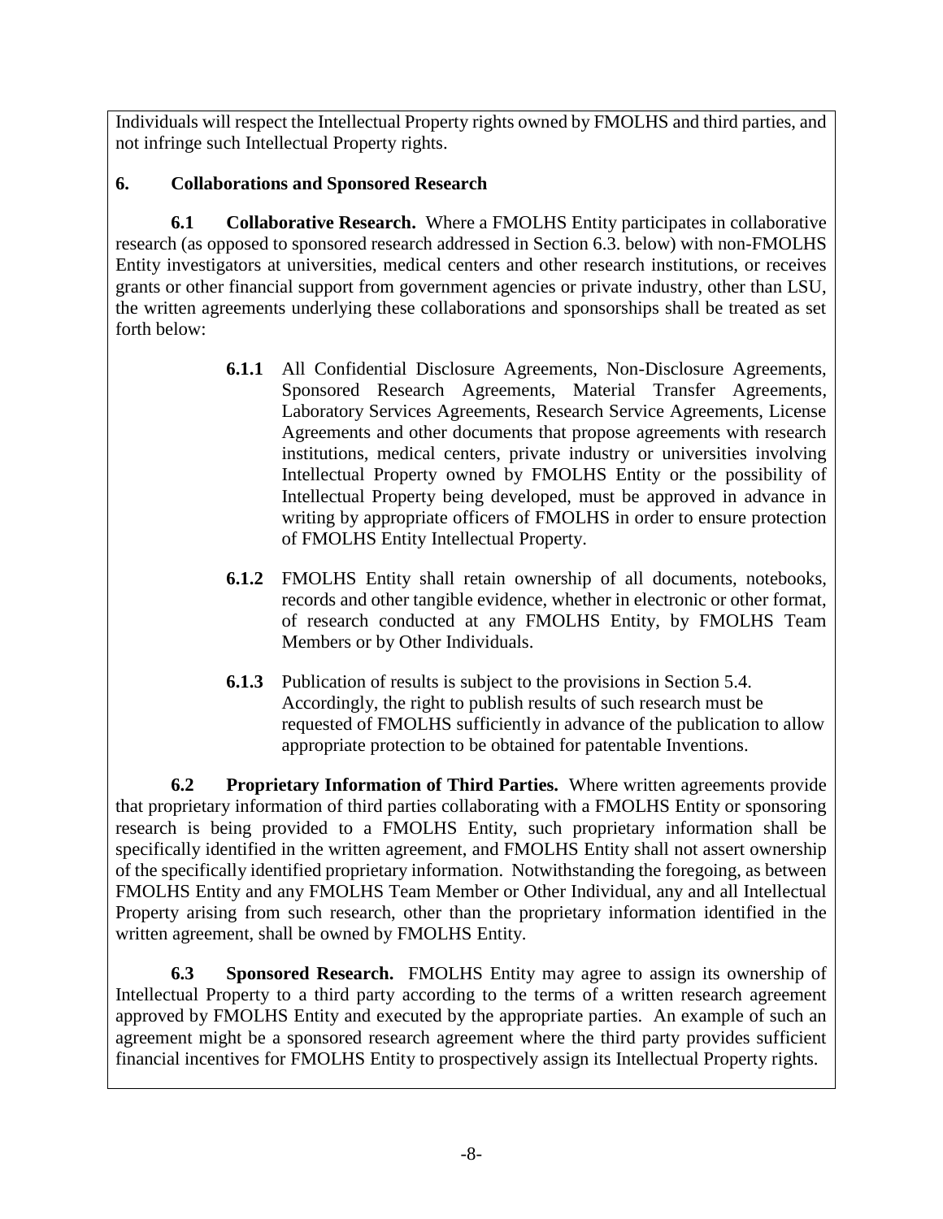Individuals will respect the Intellectual Property rights owned by FMOLHS and third parties, and not infringe such Intellectual Property rights.

## 6. Collaborations and Sponsored Research

**6.1 Collaborative Research.** Where a FMOLHS Entity participates in collaborative research (as opposed to sponsored research addressed in Section 6.3. below) with non-FMOLHS Entity investigators at universities, medical centers and other research institutions, or receives grants or other financial support from government agencies or private industry, other than LSU, the written agreements underlying these collaborations and sponsorships shall be treated as set forth below:

> **6.1.1** All Confidential Disclosure Agreements, Non-Disclosure Agreements, Sponsored Research Agreements, Material Transfer Agreements, Laboratory Services Agreements, Research Service Agreements, License Agreements and other documents that propose agreements with research institutions, medical centers, private industry or universities involving Intellectual Property owned by FMOLHS Entity or the possibility of Intellectual Property being developed, must be approved in advance in writing by appropriate officers of FMOLHS in order to ensure protection of FMOLHS Entity Intellectual Property.
>
> **6.1.2** FMOLHS Entity shall retain ownership of all documents, notebooks, records and other tangible evidence, whether in electronic or other format, of research conducted at any FMOLHS Entity, by FMOLHS Team Members or by Other Individuals.
>
> **6.1.3** Publication of results is subject to the provisions in Section 5.4. Accordingly, the right to publish results of such research must be requested of FMOLHS sufficiently in advance of the publication to allow appropriate protection to be obtained for patentable Inventions.

**6.2 Proprietary Information of Third Parties.** Where written agreements provide that proprietary information of third parties collaborating with a FMOLHS Entity or sponsoring research is being provided to a FMOLHS Entity, such proprietary information shall be specifically identified in the written agreement, and FMOLHS Entity shall not assert ownership of the specifically identified proprietary information. Notwithstanding the foregoing, as between FMOLHS Entity and any FMOLHS Team Member or Other Individual, any and all Intellectual Property arising from such research, other than the proprietary information identified in the written agreement, shall be owned by FMOLHS Entity.

**6.3 Sponsored Research.** FMOLHS Entity may agree to assign its ownership of Intellectual Property to a third party according to the terms of a written research agreement approved by FMOLHS Entity and executed by the appropriate parties. An example of such an agreement might be a sponsored research agreement where the third party provides sufficient financial incentives for FMOLHS Entity to prospectively assign its Intellectual Property rights.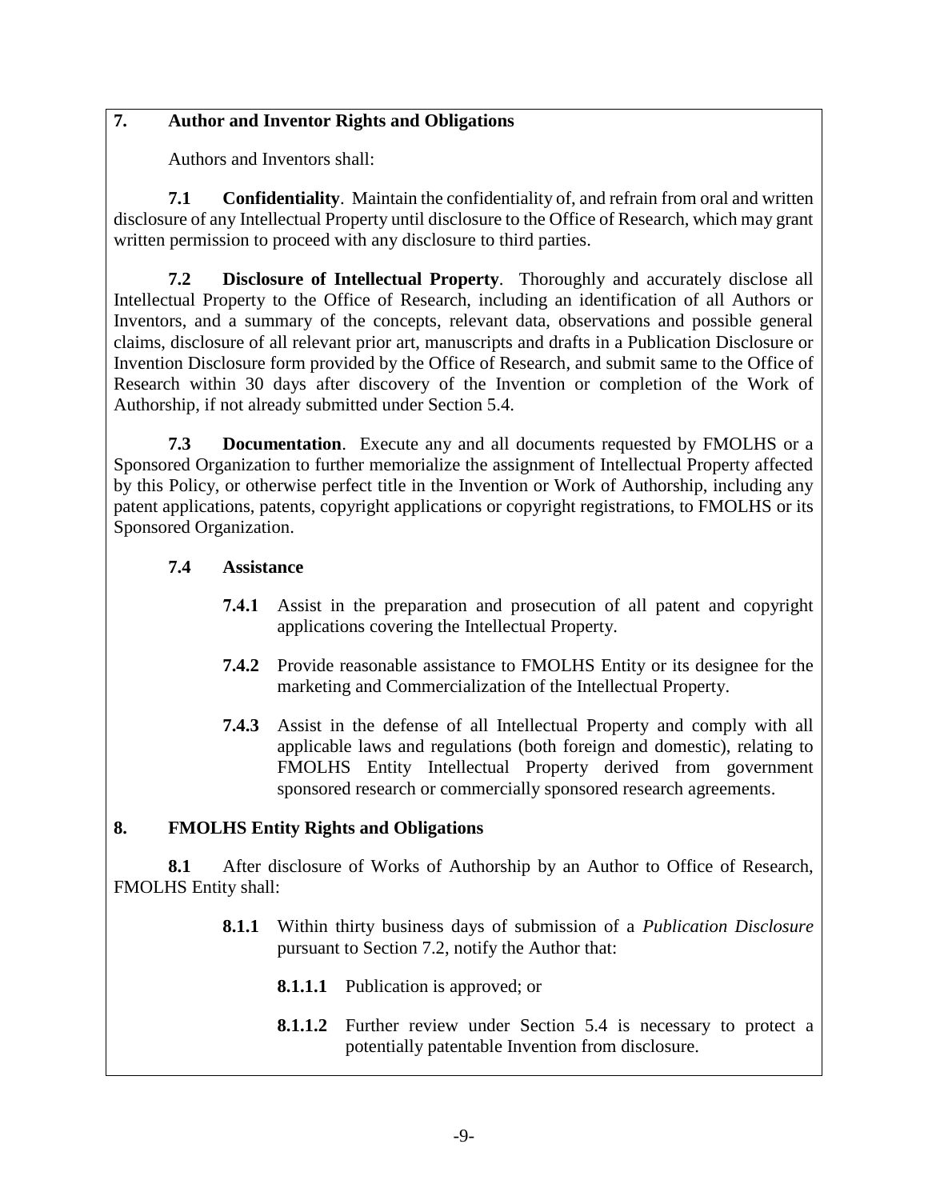## 7. Author and Inventor Rights and Obligations

Authors and Inventors shall:

**7.1 Confidentiality**. Maintain the confidentiality of, and refrain from oral and written disclosure of any Intellectual Property until disclosure to the Office of Research, which may grant written permission to proceed with any disclosure to third parties.

**7.2 Disclosure of Intellectual Property**. Thoroughly and accurately disclose all Intellectual Property to the Office of Research, including an identification of all Authors or Inventors, and a summary of the concepts, relevant data, observations and possible general claims, disclosure of all relevant prior art, manuscripts and drafts in a Publication Disclosure or Invention Disclosure form provided by the Office of Research, and submit same to the Office of Research within 30 days after discovery of the Invention or completion of the Work of Authorship, if not already submitted under Section 5.4.

**7.3 Documentation**. Execute any and all documents requested by FMOLHS or a Sponsored Organization to further memorialize the assignment of Intellectual Property affected by this Policy, or otherwise perfect title in the Invention or Work of Authorship, including any patent applications, patents, copyright applications or copyright registrations, to FMOLHS or its Sponsored Organization.

**7.4 Assistance**

**7.4.1** Assist in the preparation and prosecution of all patent and copyright applications covering the Intellectual Property.

**7.4.2** Provide reasonable assistance to FMOLHS Entity or its designee for the marketing and Commercialization of the Intellectual Property.

**7.4.3** Assist in the defense of all Intellectual Property and comply with all applicable laws and regulations (both foreign and domestic), relating to FMOLHS Entity Intellectual Property derived from government sponsored research or commercially sponsored research agreements.

## 8. FMOLHS Entity Rights and Obligations

**8.1** After disclosure of Works of Authorship by an Author to Office of Research, FMOLHS Entity shall:

**8.1.1** Within thirty business days of submission of a *Publication Disclosure* pursuant to Section 7.2, notify the Author that:

**8.1.1.1** Publication is approved; or

**8.1.1.2** Further review under Section 5.4 is necessary to protect a potentially patentable Invention from disclosure.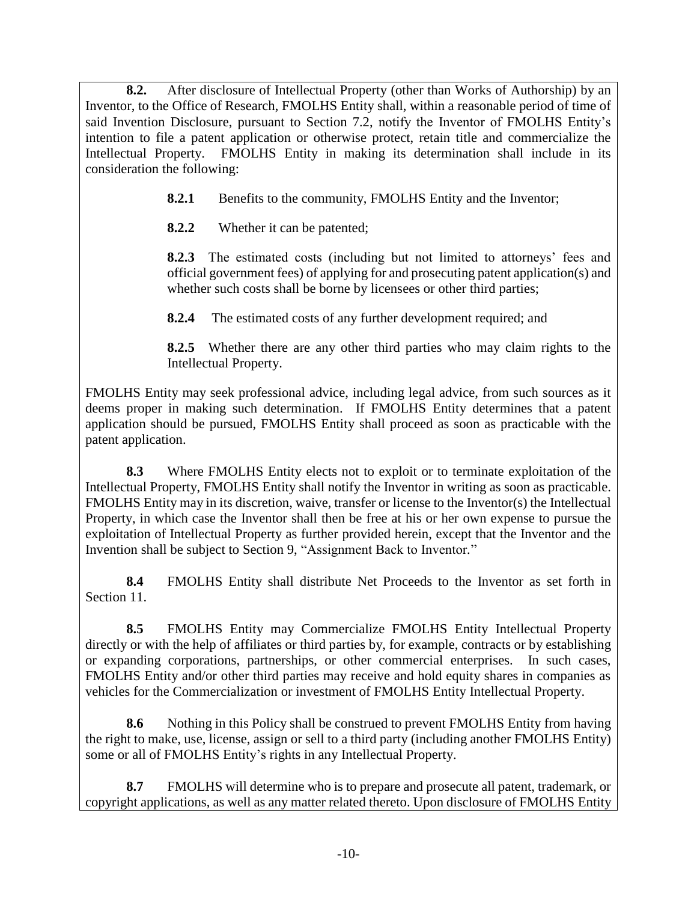**8.2.** After disclosure of Intellectual Property (other than Works of Authorship) by an Inventor, to the Office of Research, FMOLHS Entity shall, within a reasonable period of time of said Invention Disclosure, pursuant to Section 7.2, notify the Inventor of FMOLHS Entity's intention to file a patent application or otherwise protect, retain title and commercialize the Intellectual Property. FMOLHS Entity in making its determination shall include in its consideration the following:

> **8.2.1** Benefits to the community, FMOLHS Entity and the Inventor;
>
> **8.2.2** Whether it can be patented;
>
> **8.2.3** The estimated costs (including but not limited to attorneys' fees and official government fees) of applying for and prosecuting patent application(s) and whether such costs shall be borne by licensees or other third parties;
>
> **8.2.4** The estimated costs of any further development required; and
>
> **8.2.5** Whether there are any other third parties who may claim rights to the Intellectual Property.

FMOLHS Entity may seek professional advice, including legal advice, from such sources as it deems proper in making such determination. If FMOLHS Entity determines that a patent application should be pursued, FMOLHS Entity shall proceed as soon as practicable with the patent application.

**8.3** Where FMOLHS Entity elects not to exploit or to terminate exploitation of the Intellectual Property, FMOLHS Entity shall notify the Inventor in writing as soon as practicable. FMOLHS Entity may in its discretion, waive, transfer or license to the Inventor(s) the Intellectual Property, in which case the Inventor shall then be free at his or her own expense to pursue the exploitation of Intellectual Property as further provided herein, except that the Inventor and the Invention shall be subject to Section 9, "Assignment Back to Inventor."

**8.4** FMOLHS Entity shall distribute Net Proceeds to the Inventor as set forth in Section 11.

**8.5** FMOLHS Entity may Commercialize FMOLHS Entity Intellectual Property directly or with the help of affiliates or third parties by, for example, contracts or by establishing or expanding corporations, partnerships, or other commercial enterprises. In such cases, FMOLHS Entity and/or other third parties may receive and hold equity shares in companies as vehicles for the Commercialization or investment of FMOLHS Entity Intellectual Property.

**8.6** Nothing in this Policy shall be construed to prevent FMOLHS Entity from having the right to make, use, license, assign or sell to a third party (including another FMOLHS Entity) some or all of FMOLHS Entity's rights in any Intellectual Property.

**8.7** FMOLHS will determine who is to prepare and prosecute all patent, trademark, or copyright applications, as well as any matter related thereto. Upon disclosure of FMOLHS Entity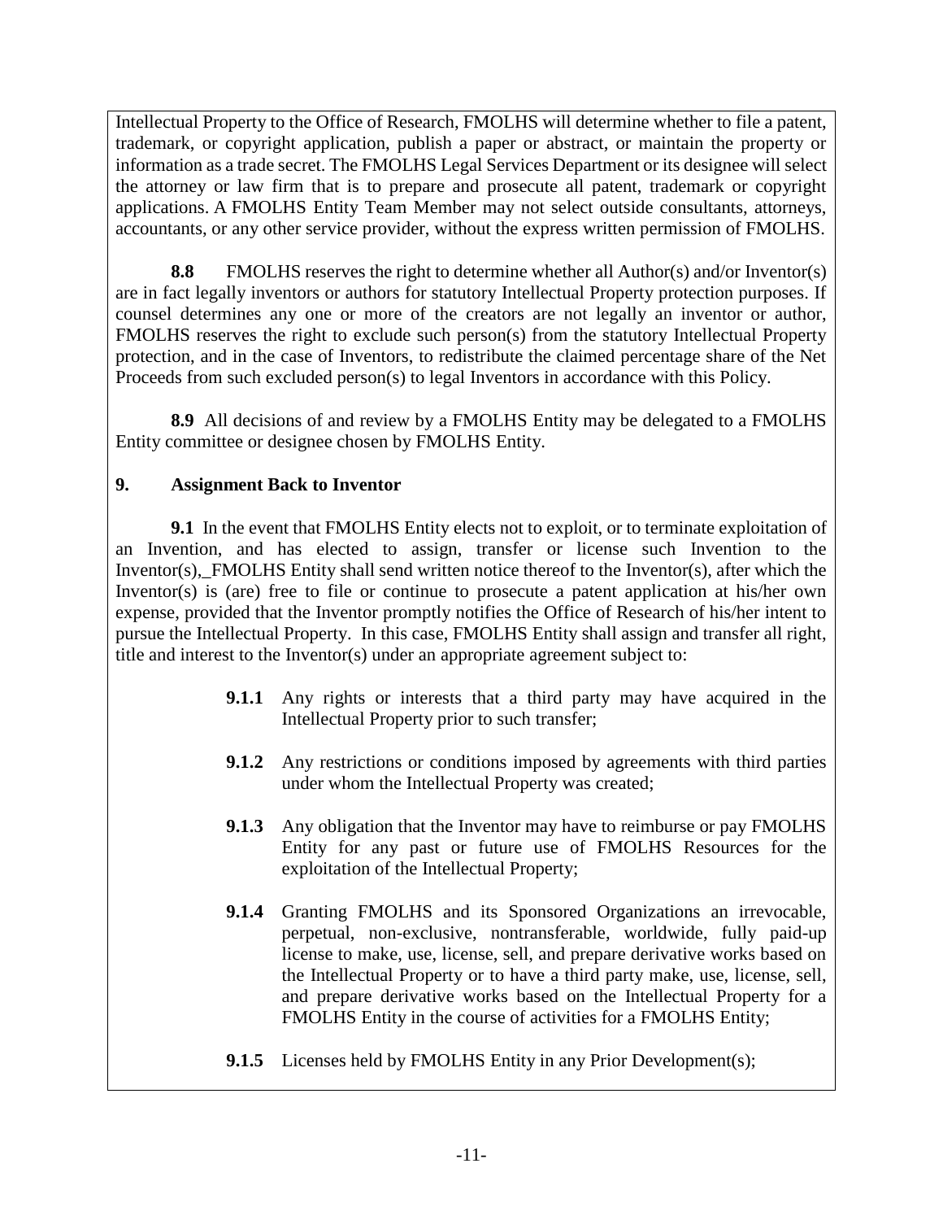Intellectual Property to the Office of Research, FMOLHS will determine whether to file a patent, trademark, or copyright application, publish a paper or abstract, or maintain the property or information as a trade secret. The FMOLHS Legal Services Department or its designee will select the attorney or law firm that is to prepare and prosecute all patent, trademark or copyright applications. A FMOLHS Entity Team Member may not select outside consultants, attorneys, accountants, or any other service provider, without the express written permission of FMOLHS.

**8.8** FMOLHS reserves the right to determine whether all Author(s) and/or Inventor(s) are in fact legally inventors or authors for statutory Intellectual Property protection purposes. If counsel determines any one or more of the creators are not legally an inventor or author, FMOLHS reserves the right to exclude such person(s) from the statutory Intellectual Property protection, and in the case of Inventors, to redistribute the claimed percentage share of the Net Proceeds from such excluded person(s) to legal Inventors in accordance with this Policy.

**8.9** All decisions of and review by a FMOLHS Entity may be delegated to a FMOLHS Entity committee or designee chosen by FMOLHS Entity.

## 9. Assignment Back to Inventor

**9.1** In the event that FMOLHS Entity elects not to exploit, or to terminate exploitation of an Invention, and has elected to assign, transfer or license such Invention to the Inventor(s), FMOLHS Entity shall send written notice thereof to the Inventor(s), after which the Inventor(s) is (are) free to file or continue to prosecute a patent application at his/her own expense, provided that the Inventor promptly notifies the Office of Research of his/her intent to pursue the Intellectual Property. In this case, FMOLHS Entity shall assign and transfer all right, title and interest to the Inventor(s) under an appropriate agreement subject to:

- **9.1.1** Any rights or interests that a third party may have acquired in the Intellectual Property prior to such transfer;
- **9.1.2** Any restrictions or conditions imposed by agreements with third parties under whom the Intellectual Property was created;
- **9.1.3** Any obligation that the Inventor may have to reimburse or pay FMOLHS Entity for any past or future use of FMOLHS Resources for the exploitation of the Intellectual Property;
- **9.1.4** Granting FMOLHS and its Sponsored Organizations an irrevocable, perpetual, non-exclusive, nontransferable, worldwide, fully paid-up license to make, use, license, sell, and prepare derivative works based on the Intellectual Property or to have a third party make, use, license, sell, and prepare derivative works based on the Intellectual Property for a FMOLHS Entity in the course of activities for a FMOLHS Entity;
- **9.1.5** Licenses held by FMOLHS Entity in any Prior Development(s);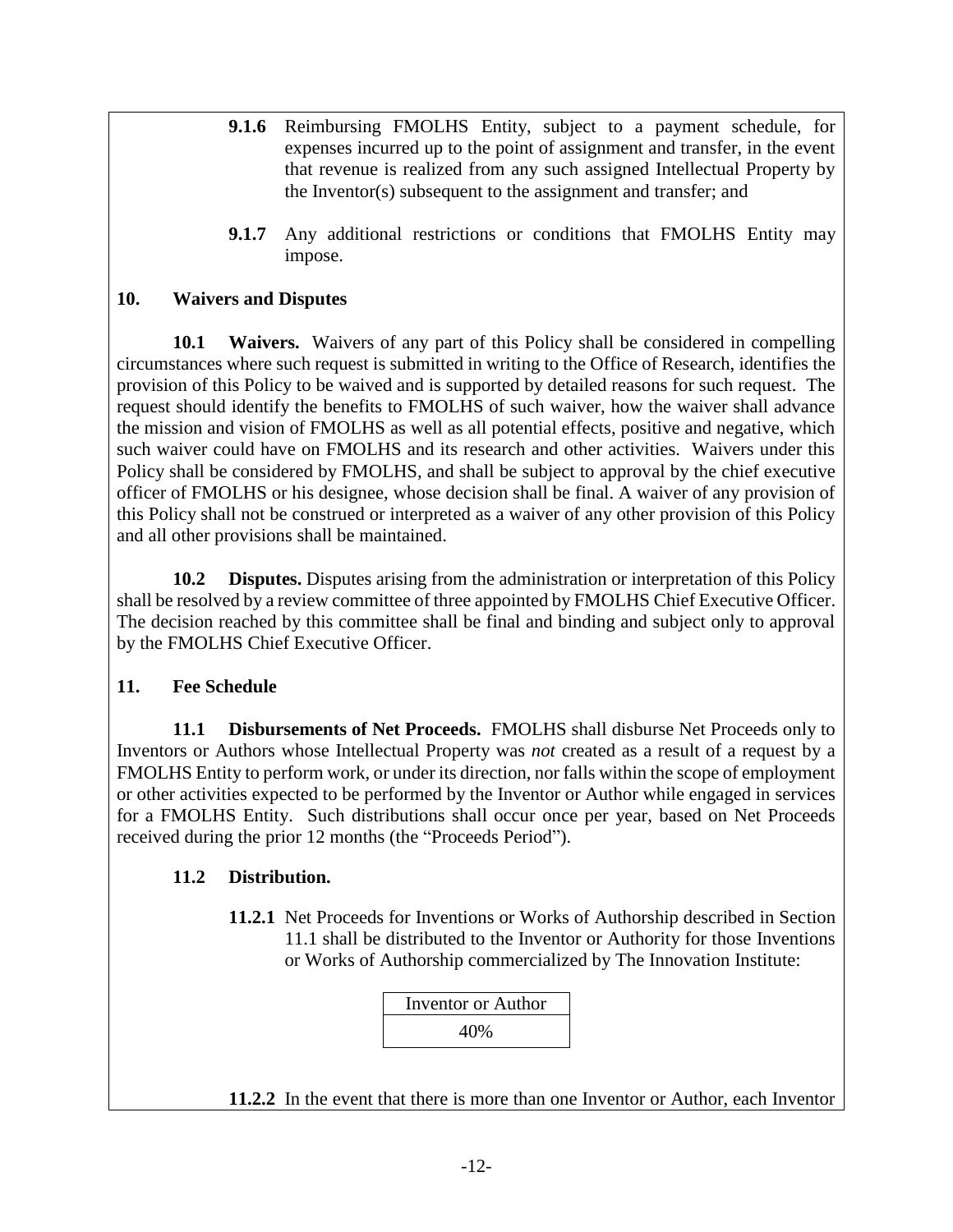**9.1.6** Reimbursing FMOLHS Entity, subject to a payment schedule, for expenses incurred up to the point of assignment and transfer, in the event that revenue is realized from any such assigned Intellectual Property by the Inventor(s) subsequent to the assignment and transfer; and

**9.1.7** Any additional restrictions or conditions that FMOLHS Entity may impose.

## 10. Waivers and Disputes

**10.1 Waivers.** Waivers of any part of this Policy shall be considered in compelling circumstances where such request is submitted in writing to the Office of Research, identifies the provision of this Policy to be waived and is supported by detailed reasons for such request. The request should identify the benefits to FMOLHS of such waiver, how the waiver shall advance the mission and vision of FMOLHS as well as all potential effects, positive and negative, which such waiver could have on FMOLHS and its research and other activities. Waivers under this Policy shall be considered by FMOLHS, and shall be subject to approval by the chief executive officer of FMOLHS or his designee, whose decision shall be final. A waiver of any provision of this Policy shall not be construed or interpreted as a waiver of any other provision of this Policy and all other provisions shall be maintained.

**10.2 Disputes.** Disputes arising from the administration or interpretation of this Policy shall be resolved by a review committee of three appointed by FMOLHS Chief Executive Officer. The decision reached by this committee shall be final and binding and subject only to approval by the FMOLHS Chief Executive Officer.

## 11. Fee Schedule

**11.1 Disbursements of Net Proceeds.** FMOLHS shall disburse Net Proceeds only to Inventors or Authors whose Intellectual Property was *not* created as a result of a request by a FMOLHS Entity to perform work, or under its direction, nor falls within the scope of employment or other activities expected to be performed by the Inventor or Author while engaged in services for a FMOLHS Entity. Such distributions shall occur once per year, based on Net Proceeds received during the prior 12 months (the "Proceeds Period").

**11.2 Distribution.**

**11.2.1** Net Proceeds for Inventions or Works of Authorship described in Section 11.1 shall be distributed to the Inventor or Authority for those Inventions or Works of Authorship commercialized by The Innovation Institute:

| Inventor or Author |
|---|
| 40% |

**11.2.2** In the event that there is more than one Inventor or Author, each Inventor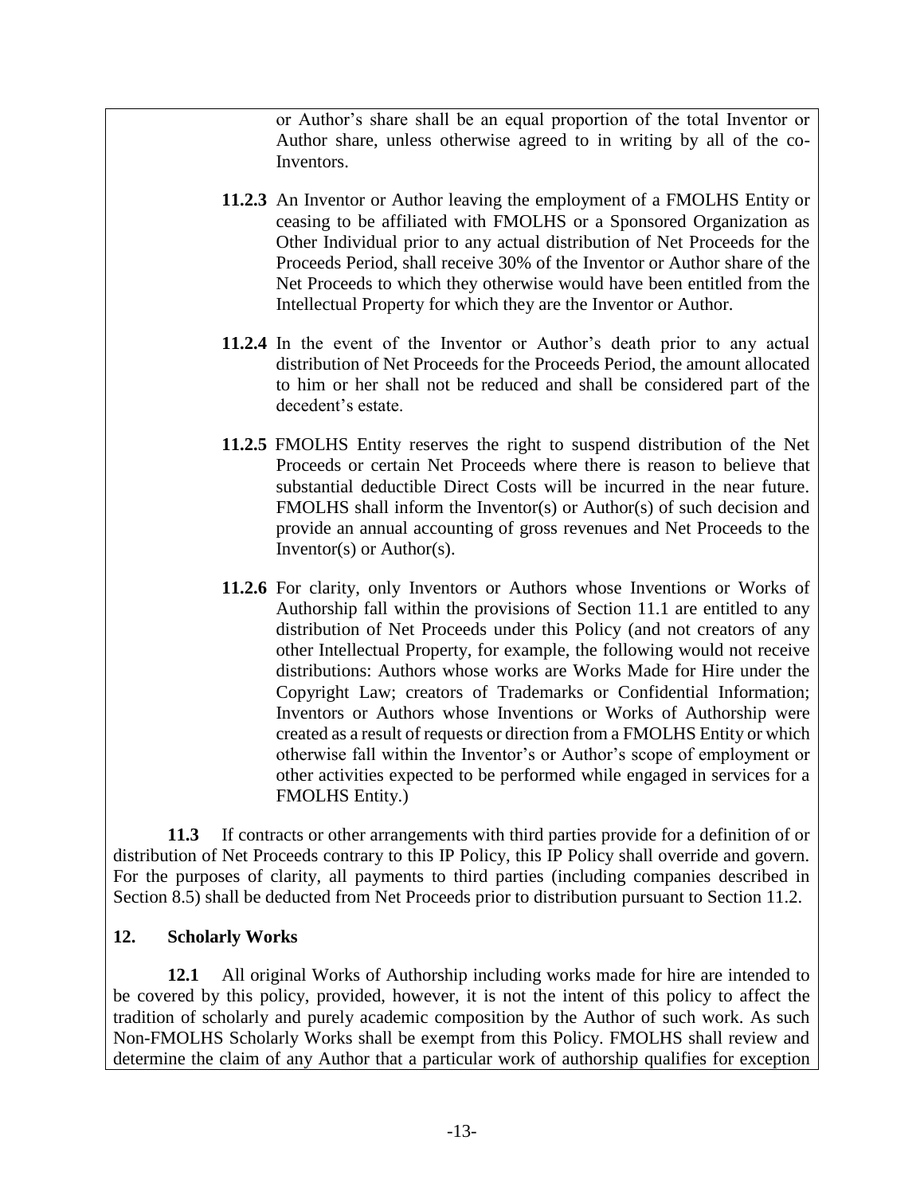or Author's share shall be an equal proportion of the total Inventor or Author share, unless otherwise agreed to in writing by all of the co-Inventors.

**11.2.3** An Inventor or Author leaving the employment of a FMOLHS Entity or ceasing to be affiliated with FMOLHS or a Sponsored Organization as Other Individual prior to any actual distribution of Net Proceeds for the Proceeds Period, shall receive 30% of the Inventor or Author share of the Net Proceeds to which they otherwise would have been entitled from the Intellectual Property for which they are the Inventor or Author.

**11.2.4** In the event of the Inventor or Author's death prior to any actual distribution of Net Proceeds for the Proceeds Period, the amount allocated to him or her shall not be reduced and shall be considered part of the decedent's estate.

**11.2.5** FMOLHS Entity reserves the right to suspend distribution of the Net Proceeds or certain Net Proceeds where there is reason to believe that substantial deductible Direct Costs will be incurred in the near future. FMOLHS shall inform the Inventor(s) or Author(s) of such decision and provide an annual accounting of gross revenues and Net Proceeds to the Inventor(s) or Author(s).

**11.2.6** For clarity, only Inventors or Authors whose Inventions or Works of Authorship fall within the provisions of Section 11.1 are entitled to any distribution of Net Proceeds under this Policy (and not creators of any other Intellectual Property, for example, the following would not receive distributions: Authors whose works are Works Made for Hire under the Copyright Law; creators of Trademarks or Confidential Information; Inventors or Authors whose Inventions or Works of Authorship were created as a result of requests or direction from a FMOLHS Entity or which otherwise fall within the Inventor's or Author's scope of employment or other activities expected to be performed while engaged in services for a FMOLHS Entity.)

**11.3** If contracts or other arrangements with third parties provide for a definition of or distribution of Net Proceeds contrary to this IP Policy, this IP Policy shall override and govern. For the purposes of clarity, all payments to third parties (including companies described in Section 8.5) shall be deducted from Net Proceeds prior to distribution pursuant to Section 11.2.

## 12. Scholarly Works

**12.1** All original Works of Authorship including works made for hire are intended to be covered by this policy, provided, however, it is not the intent of this policy to affect the tradition of scholarly and purely academic composition by the Author of such work. As such Non-FMOLHS Scholarly Works shall be exempt from this Policy. FMOLHS shall review and determine the claim of any Author that a particular work of authorship qualifies for exception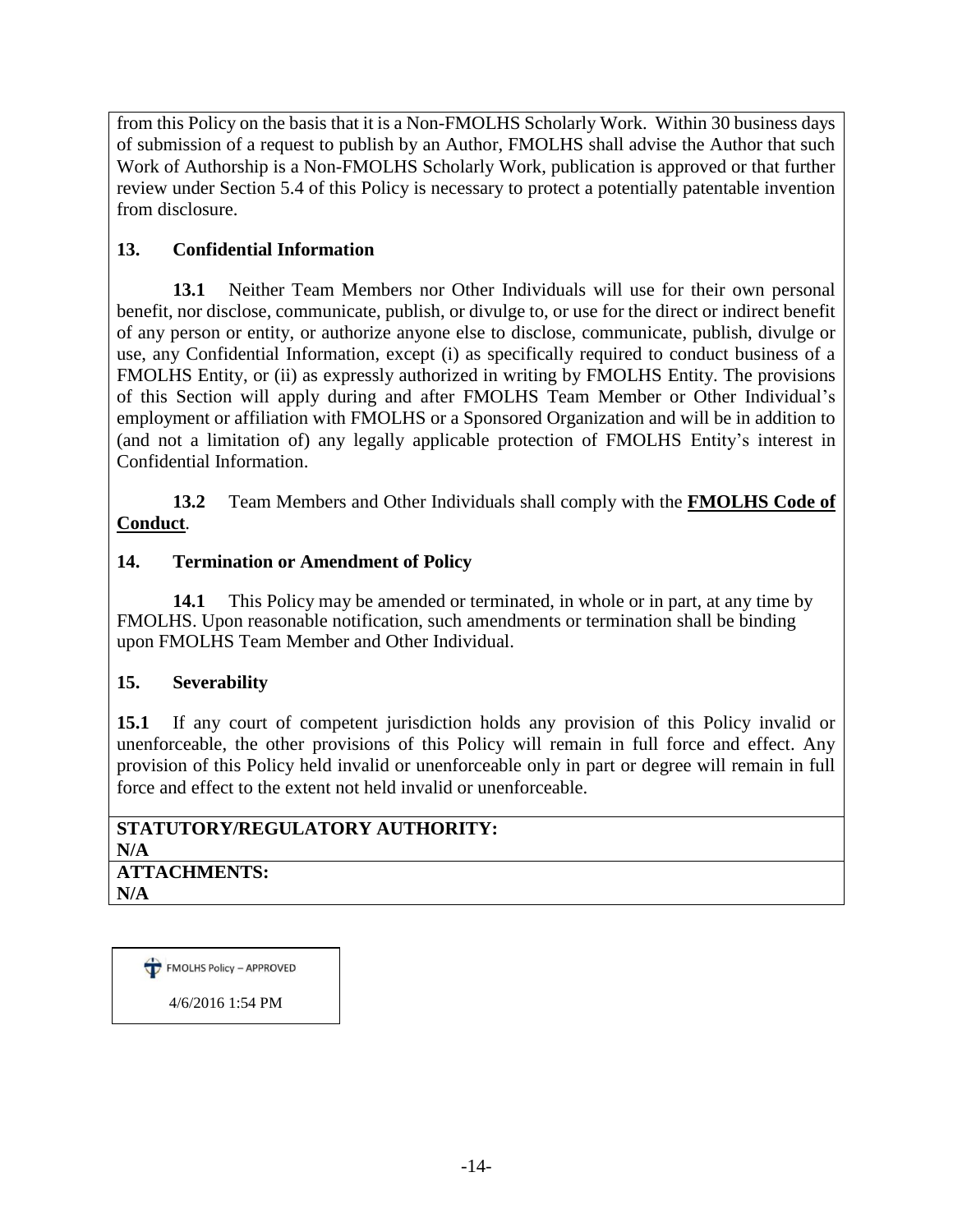from this Policy on the basis that it is a Non-FMOLHS Scholarly Work. Within 30 business days of submission of a request to publish by an Author, FMOLHS shall advise the Author that such Work of Authorship is a Non-FMOLHS Scholarly Work, publication is approved or that further review under Section 5.4 of this Policy is necessary to protect a potentially patentable invention from disclosure.

## 13. Confidential Information

**13.1** Neither Team Members nor Other Individuals will use for their own personal benefit, nor disclose, communicate, publish, or divulge to, or use for the direct or indirect benefit of any person or entity, or authorize anyone else to disclose, communicate, publish, divulge or use, any Confidential Information, except (i) as specifically required to conduct business of a FMOLHS Entity, or (ii) as expressly authorized in writing by FMOLHS Entity. The provisions of this Section will apply during and after FMOLHS Team Member or Other Individual's employment or affiliation with FMOLHS or a Sponsored Organization and will be in addition to (and not a limitation of) any legally applicable protection of FMOLHS Entity's interest in Confidential Information.

**13.2** Team Members and Other Individuals shall comply with the **FMOLHS Code of Conduct**.

## 14. Termination or Amendment of Policy

**14.1** This Policy may be amended or terminated, in whole or in part, at any time by FMOLHS. Upon reasonable notification, such amendments or termination shall be binding upon FMOLHS Team Member and Other Individual.

## 15. Severability

**15.1** If any court of competent jurisdiction holds any provision of this Policy invalid or unenforceable, the other provisions of this Policy will remain in full force and effect. Any provision of this Policy held invalid or unenforceable only in part or degree will remain in full force and effect to the extent not held invalid or unenforceable.

**STATUTORY/REGULATORY AUTHORITY:**
**N/A**

**ATTACHMENTS:**
**N/A**

FMOLHS Policy – APPROVED

4/6/2016 1:54 PM